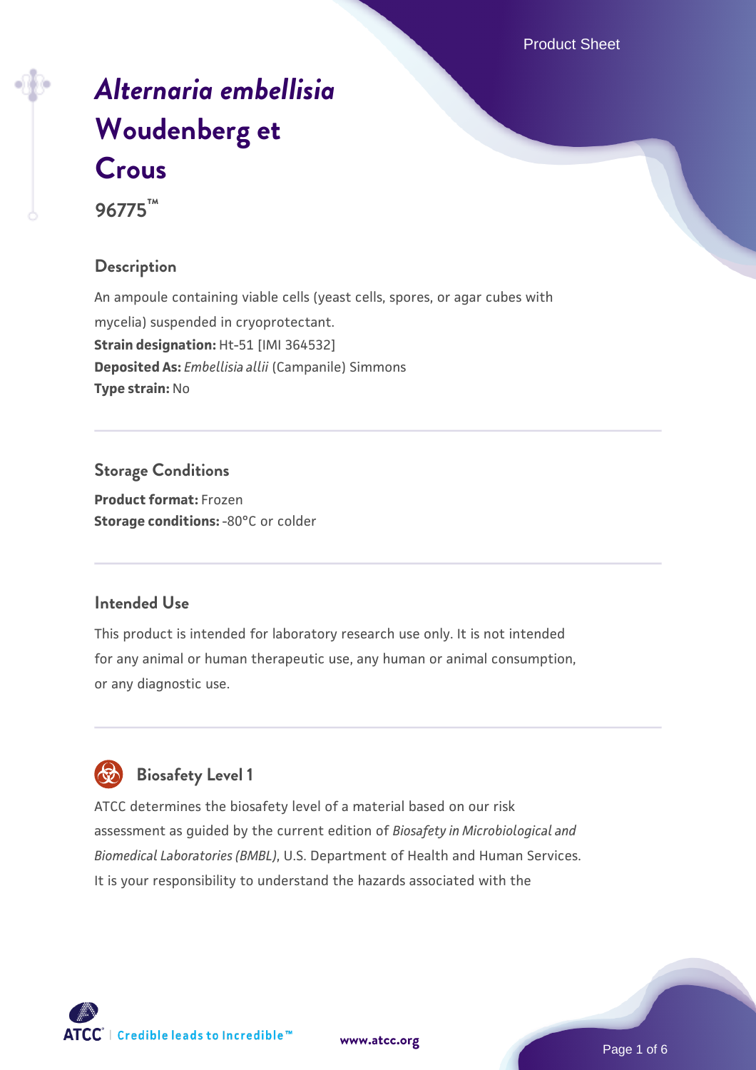# *Alternaria embellisia* Woudenberg et Crous

**96775™**

## Description

An ampoule containing viable cells (yeast cells, spores, or agar cubes with mycelia) suspended in cryoprotectant.

**Strain designation:** Ht-51 [IMI 364532]

**Deposited As:** *Embellisia allii* (Campanile) Simmons

**Type strain:** No

## Storage Conditions

**Product format:** Frozen

**Storage conditions:** -80°C or colder

## Intended Use

This product is intended for laboratory research use only. It is not intended for any animal or human therapeutic use, any human or animal consumption, or any diagnostic use.

## Biosafety Level 1

ATCC determines the biosafety level of a material based on our risk assessment as guided by the current edition of *Biosafety in Microbiological and Biomedical Laboratories (BMBL)*, U.S. Department of Health and Human Services. It is your responsibility to understand the hazards associated with the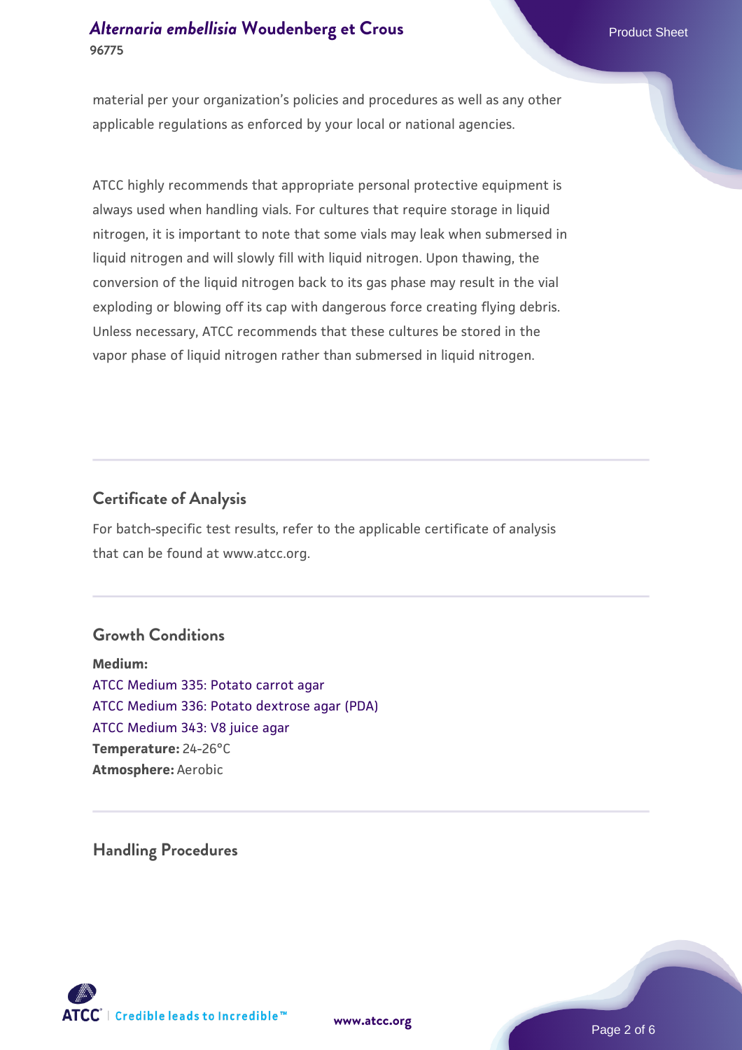material per your organization's policies and procedures as well as any other applicable regulations as enforced by your local or national agencies.

ATCC highly recommends that appropriate personal protective equipment is always used when handling vials. For cultures that require storage in liquid nitrogen, it is important to note that some vials may leak when submersed in liquid nitrogen and will slowly fill with liquid nitrogen. Upon thawing, the conversion of the liquid nitrogen back to its gas phase may result in the vial exploding or blowing off its cap with dangerous force creating flying debris. Unless necessary, ATCC recommends that these cultures be stored in the vapor phase of liquid nitrogen rather than submersed in liquid nitrogen.

## Certificate of Analysis

For batch-specific test results, refer to the applicable certificate of analysis that can be found at www.atcc.org.

## Growth Conditions

**Medium:**
ATCC Medium 335: Potato carrot agar
ATCC Medium 336: Potato dextrose agar (PDA)
ATCC Medium 343: V8 juice agar
**Temperature:** 24-26°C
**Atmosphere:** Aerobic

## Handling Procedures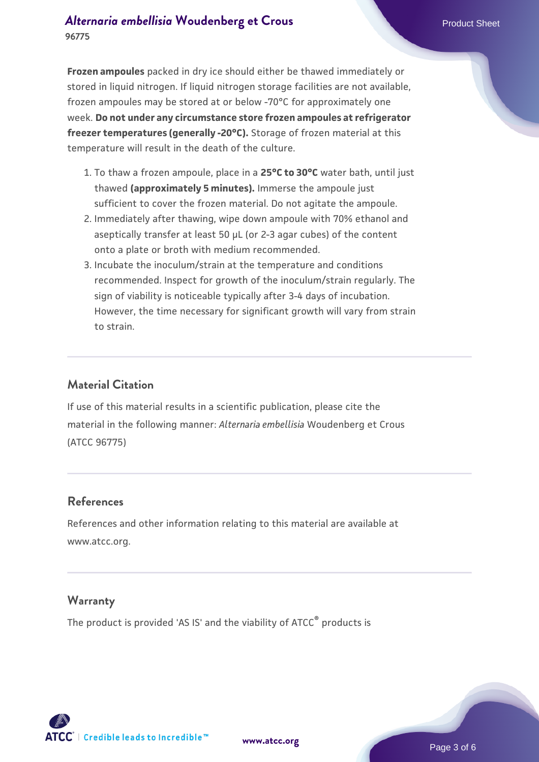**Frozen ampoules** packed in dry ice should either be thawed immediately or stored in liquid nitrogen. If liquid nitrogen storage facilities are not available, frozen ampoules may be stored at or below -70°C for approximately one week. **Do not under any circumstance store frozen ampoules at refrigerator freezer temperatures (generally -20°C).** Storage of frozen material at this temperature will result in the death of the culture.

1. To thaw a frozen ampoule, place in a **25°C to 30°C** water bath, until just thawed **(approximately 5 minutes).** Immerse the ampoule just sufficient to cover the frozen material. Do not agitate the ampoule.
2. Immediately after thawing, wipe down ampoule with 70% ethanol and aseptically transfer at least 50 µL (or 2-3 agar cubes) of the content onto a plate or broth with medium recommended.
3. Incubate the inoculum/strain at the temperature and conditions recommended. Inspect for growth of the inoculum/strain regularly. The sign of viability is noticeable typically after 3-4 days of incubation. However, the time necessary for significant growth will vary from strain to strain.

## Material Citation

If use of this material results in a scientific publication, please cite the material in the following manner: *Alternaria embellisia* Woudenberg et Crous (ATCC 96775)

## References

References and other information relating to this material are available at www.atcc.org.

## Warranty

The product is provided 'AS IS' and the viability of ATCC® products is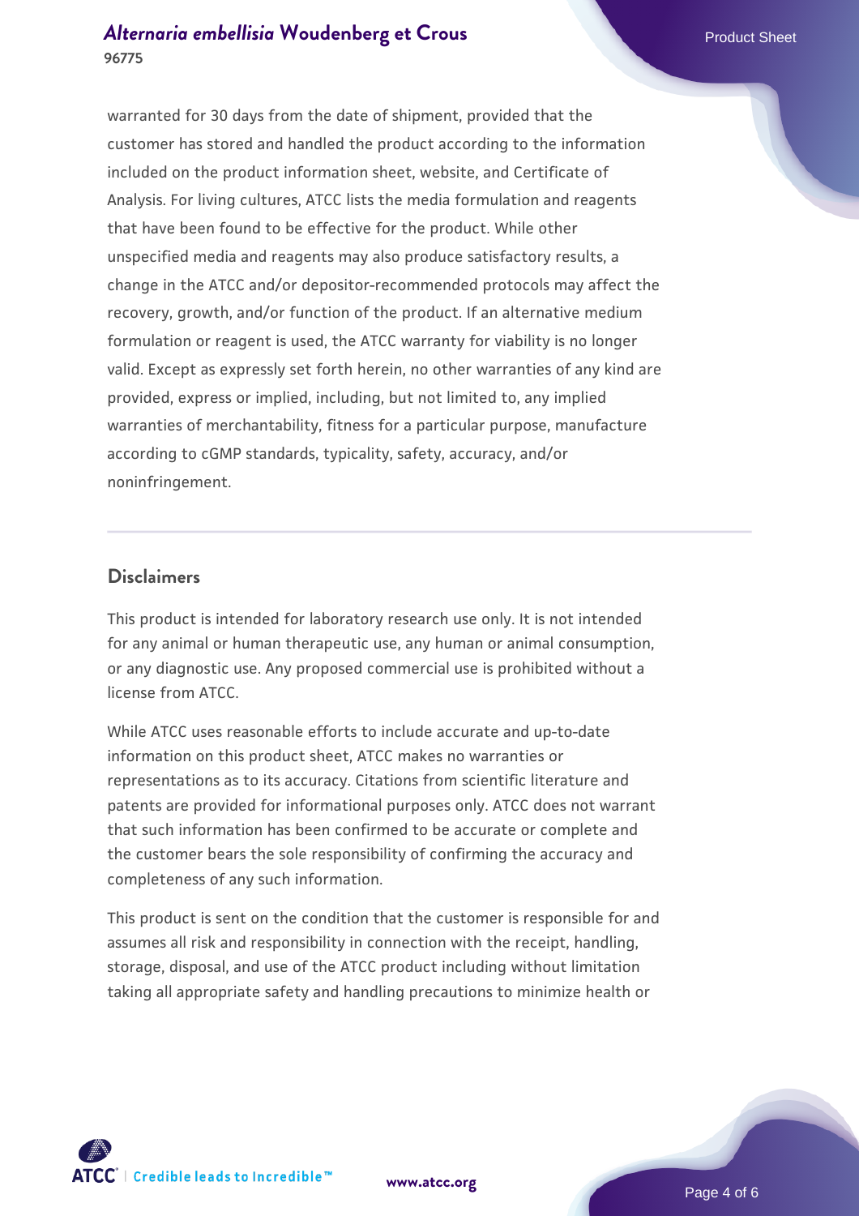warranted for 30 days from the date of shipment, provided that the customer has stored and handled the product according to the information included on the product information sheet, website, and Certificate of Analysis. For living cultures, ATCC lists the media formulation and reagents that have been found to be effective for the product. While other unspecified media and reagents may also produce satisfactory results, a change in the ATCC and/or depositor-recommended protocols may affect the recovery, growth, and/or function of the product. If an alternative medium formulation or reagent is used, the ATCC warranty for viability is no longer valid. Except as expressly set forth herein, no other warranties of any kind are provided, express or implied, including, but not limited to, any implied warranties of merchantability, fitness for a particular purpose, manufacture according to cGMP standards, typicality, safety, accuracy, and/or noninfringement.

## Disclaimers

This product is intended for laboratory research use only. It is not intended for any animal or human therapeutic use, any human or animal consumption, or any diagnostic use. Any proposed commercial use is prohibited without a license from ATCC.

While ATCC uses reasonable efforts to include accurate and up-to-date information on this product sheet, ATCC makes no warranties or representations as to its accuracy. Citations from scientific literature and patents are provided for informational purposes only. ATCC does not warrant that such information has been confirmed to be accurate or complete and the customer bears the sole responsibility of confirming the accuracy and completeness of any such information.

This product is sent on the condition that the customer is responsible for and assumes all risk and responsibility in connection with the receipt, handling, storage, disposal, and use of the ATCC product including without limitation taking all appropriate safety and handling precautions to minimize health or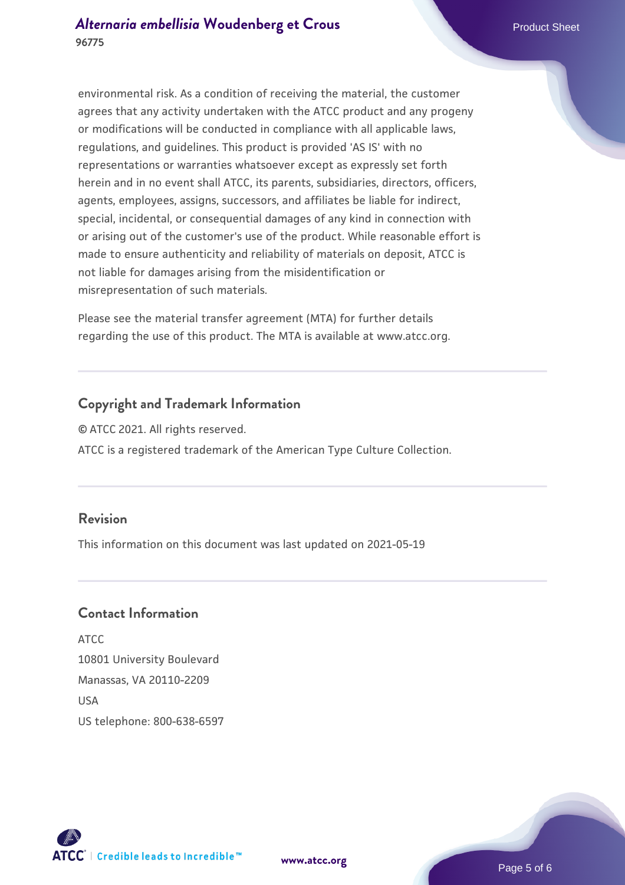environmental risk. As a condition of receiving the material, the customer agrees that any activity undertaken with the ATCC product and any progeny or modifications will be conducted in compliance with all applicable laws, regulations, and guidelines. This product is provided 'AS IS' with no representations or warranties whatsoever except as expressly set forth herein and in no event shall ATCC, its parents, subsidiaries, directors, officers, agents, employees, assigns, successors, and affiliates be liable for indirect, special, incidental, or consequential damages of any kind in connection with or arising out of the customer's use of the product. While reasonable effort is made to ensure authenticity and reliability of materials on deposit, ATCC is not liable for damages arising from the misidentification or misrepresentation of such materials.

Please see the material transfer agreement (MTA) for further details regarding the use of this product. The MTA is available at www.atcc.org.

## Copyright and Trademark Information

© ATCC 2021. All rights reserved.

ATCC is a registered trademark of the American Type Culture Collection.

## Revision

This information on this document was last updated on 2021-05-19

## Contact Information

ATCC
10801 University Boulevard
Manassas, VA 20110-2209
USA
US telephone: 800-638-6597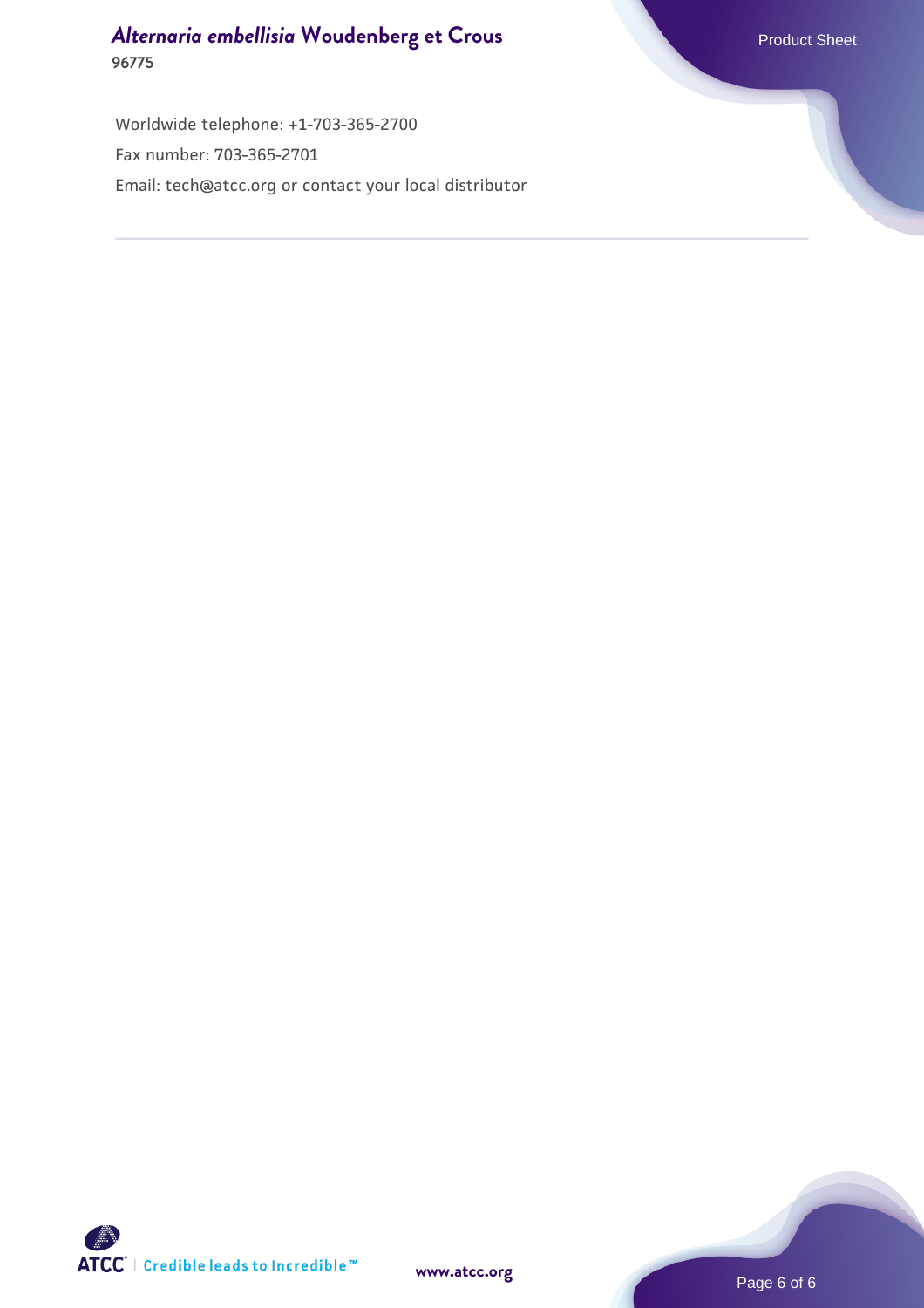Worldwide telephone: +1-703-365-2700

Fax number: 703-365-2701

Email: tech@atcc.org or contact your local distributor